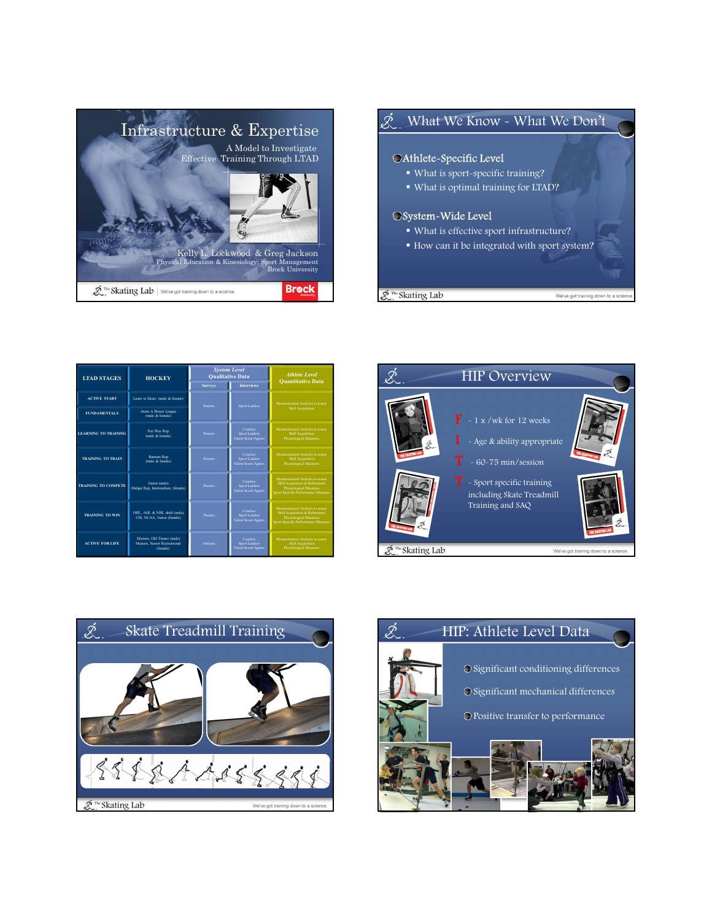# Infrastructure & Expertise

A Model to Investigate Effective Training Through LTAD

Kelly L. Lockwood & Greg Jackson
Physical Education & Kinesiology; Sport Management
Brock University

## What We Know - What We Don't

- **Athlete-Specific Level**
  - What is sport-specific training?
  - What is optimal training for LTAD?
- **System-Wide Level**
  - What is effective sport infrastructure?
  - How can it be integrated with sport system?

| LTAD STAGES | HOCKEY | *System Level* Qualitative Data | | *Athlete Level* Quantitative Data |
|---|---|---|---|---|
| | | Surveys | Interviews | |
| ACTIVE START | Learn to Skate (male & female) | Parents | Sport Leaders | Biomechanical Analysis to assess Skill Acquisition |
| FUNDAMENTALS | Atom A House League (male & female) | | | |
| LEARNING TO TRAINING | Pee Wee Rep (male & female) | Parents | Coaches Sport Leaders Talent Scout/Agents | Biomechanical Analysis to assess Skill Acquisition Physiological Measures |
| TRAINING TO TRAIN | Bantam Rep (male & female) | Parents | Coaches Sport Leaders Talent Scout/Agents | Biomechanical Analysis to assess Skill Acquisition Physiological Measures |
| TRAINING TO COMPETE | Junior (male) Midget Rep, Intermediate (female) | Parents | Coaches Sport Leaders Talent Scout/Agents | Biomechanical Analysis to assess Skill Acquisition & Refinement Physiological Measures Sport-Specific Performance Measures |
| TRAINING TO WIN | OHL, AHL & NHL draft (male) CIS, NCAA, Junior (female) | Parents | Coaches Sport Leaders Talent Scout/Agents | Biomechanical Analysis to assess Skill Acquisition & Refinement Physiological Measures Sport-Specific Performance Measures |
| ACTIVE FOR LIFE | Masters, Old Timers (male) Masters, Senior Recreational (female) | Athletes | Coaches Sport Leaders Talent Scout/Agents | Biomechanical Analysis to assess Skill Acquisition Physiological Measures |

## HIP Overview

- **F** - 1 x /wk for 12 weeks
- **I** - Age & ability appropriate
- **T** - 60-75 min/session
- **T** - Sport specific training including Skate Treadmill Training and SAQ

## Skate Treadmill Training

## HIP: Athlete Level Data

- Significant conditioning differences
- Significant mechanical differences
- Positive transfer to performance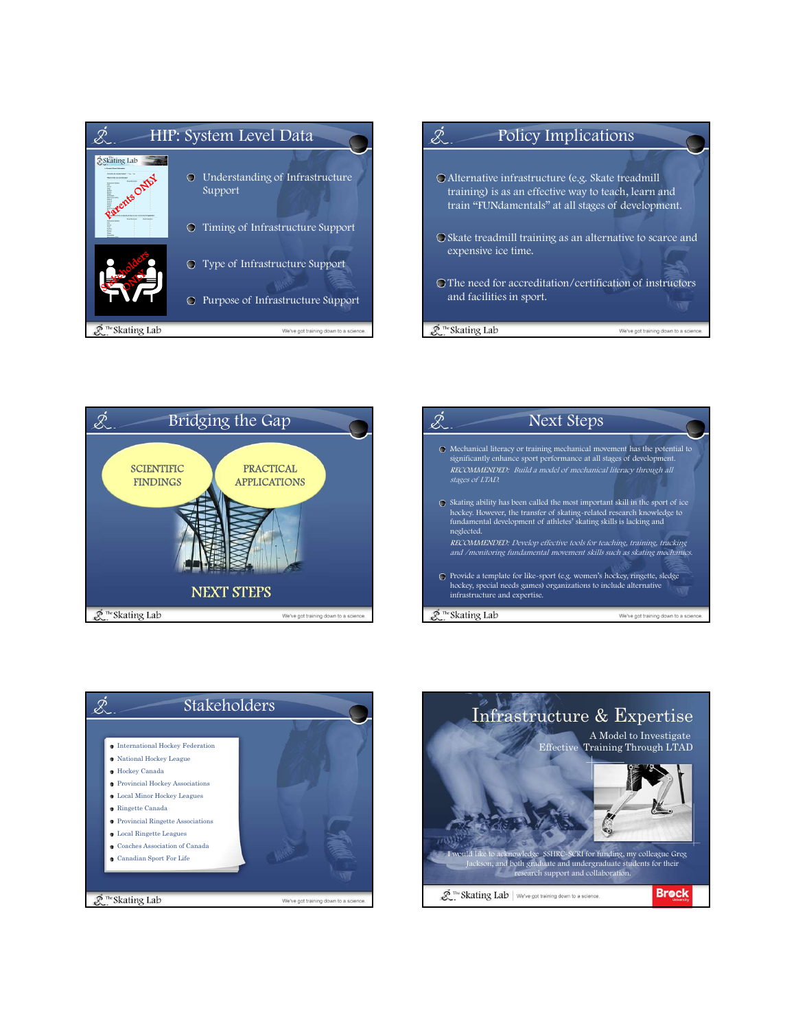## HIP: System Level Data

Parents ONLY

Stakeholders ONLY

- Understanding of Infrastructure Support
- Timing of Infrastructure Support
- Type of Infrastructure Support
- Purpose of Infrastructure Support

## Policy Implications

- Alternative infrastructure (e.g. Skate treadmill training) is as an effective way to teach, learn and train "FUNdamentals" at all stages of development.
- Skate treadmill training as an alternative to scarce and expensive ice time.
- The need for accreditation/certification of instructors and facilities in sport.

## Bridging the Gap

SCIENTIFIC FINDINGS

PRACTICAL APPLICATIONS

NEXT STEPS

## Next Steps

- Mechanical literacy or training mechanical movement has the potential to significantly enhance sport performance at all stages of development.
  *RECOMMENDED: Build a model of mechanical literacy through all stages of LTAD.*
- Skating ability has been called the most important skill in the sport of ice hockey. However, the transfer of skating-related research knowledge to fundamental development of athletes' skating skills is lacking and neglected.
  *RECOMMENDED: Develop effective tools for teaching, training, tracking and /monitoring fundamental movement skills such as skating mechanics.*
- Provide a template for like-sport (e.g. women's hockey, ringette, sledge hockey, special needs games) organizations to include alternative infrastructure and expertise.

## Stakeholders

- International Hockey Federation
- National Hockey League
- Hockey Canada
- Provincial Hockey Associations
- Local Minor Hockey Leagues
- Ringette Canada
- Provincial Ringette Associations
- Local Ringette Leagues
- Coaches Association of Canada
- Canadian Sport For Life

## Infrastructure & Expertise

A Model to Investigate Effective Training Through LTAD

I would like to acknowledge SSHRC-SCRI for funding, my colleague Greg Jackson, and both graduate and undergraduate students for their research support and collaboration.

The Skating Lab | We've got training down to a science.

Brock University